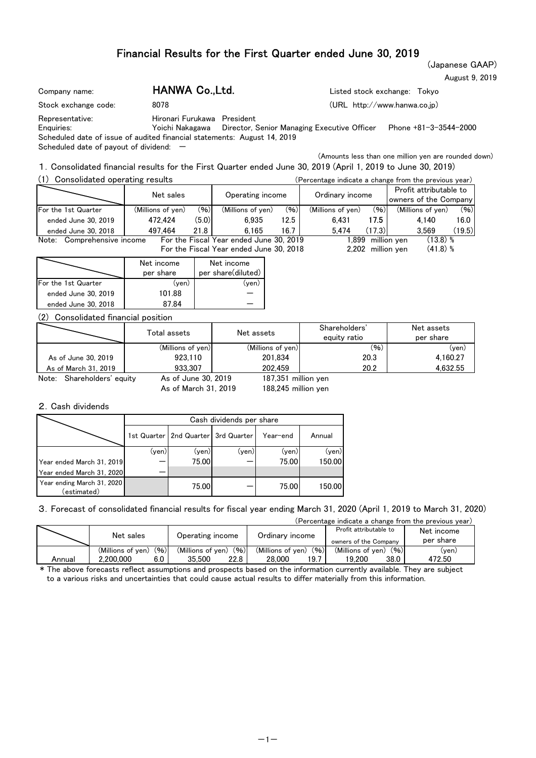# Financial Results for the First Quarter ended June 30, 2019

(Japanese GAAP)

August 9, 2019

Company name: **HANWA Co.,Ltd.** Listed stock exchange: Tokyo

Stock exchange code: 8078 (URL http://www.hanwa.co.jp)

Representative: Hironari Furukawa President

Enquiries: Yoichi Nakagawa Director, Senior Managing Executive Officer Phone +81-3-3544-2000

Scheduled date of issue of audited financial statements: August 14, 2019

Scheduled date of payout of dividend: —

(Amounts less than one million yen are rounded down)

## 1. Consolidated financial results for the First Quarter ended June 30, 2019 (April 1, 2019 to June 30, 2019)

### (1) Consolidated operating results

(Percentage indicate a change from the previous year)

| | Net sales | | Operating income | | Ordinary income | | Profit attributable to owners of the Company | |
|---|---|---|---|---|---|---|---|---|
| For the 1st Quarter | (Millions of yen) | (%) | (Millions of yen) | (%) | (Millions of yen) | (%) | (Millions of yen) | (%) |
| ended June 30, 2019 | 472,424 | (5.0) | 6,935 | 12.5 | 6,431 | 17.5 | 4,140 | 16.0 |
| ended June 30, 2018 | 497,464 | 21.8 | 6,165 | 16.7 | 5,474 | (17.3) | 3,569 | (19.5) |

Note: Comprehensive income For the Fiscal Year ended June 30, 2019 1,899 million yen (13.8) %
For the Fiscal Year ended June 30, 2018 2,202 million yen (41.8) %

| | Net income per share | Net income per share(diluted) |
|---|---|---|
| For the 1st Quarter | (yen) | (yen) |
| ended June 30, 2019 | 101.88 | — |
| ended June 30, 2018 | 87.84 | — |

### (2) Consolidated financial position

| | Total assets | Net assets | Shareholders' equity ratio | Net assets per share |
|---|---|---|---|---|
| | (Millions of yen) | (Millions of yen) | (%) | (yen) |
| As of June 30, 2019 | 923,110 | 201,834 | 20.3 | 4,160.27 |
| As of March 31, 2019 | 933,307 | 202,459 | 20.2 | 4,632.55 |

Note: Shareholders' equity As of June 30, 2019 187,351 million yen
As of March 31, 2019 188,245 million yen

## 2. Cash dividends

| | Cash dividends per share | | | | |
|---|---|---|---|---|---|
| | 1st Quarter | 2nd Quarter | 3rd Quarter | Year-end | Annual |
| | (yen) | (yen) | (yen) | (yen) | (yen) |
| Year ended March 31, 2019 | — | 75.00 | — | 75.00 | 150.00 |
| Year ended March 31, 2020 | — | | | | |
| Year ending March 31, 2020 (estimated) | | 75.00 | — | 75.00 | 150.00 |

## 3. Forecast of consolidated financial results for fiscal year ending March 31, 2020 (April 1, 2019 to March 31, 2020)

(Percentage indicate a change from the previous year)

| | Net sales | | Operating income | | Ordinary income | | Profit attributable to owners of the Company | | Net income per share |
|---|---|---|---|---|---|---|---|---|---|
| | (Millions of yen) | (%) | (Millions of yen) | (%) | (Millions of yen) | (%) | (Millions of yen) | (%) | (yen) |
| Annual | 2,200,000 | 6.0 | 35,500 | 22.8 | 28,000 | 19.7 | 19,200 | 38.0 | 472.50 |

* The above forecasts reflect assumptions and prospects based on the information currently available. They are subject to a various risks and uncertainties that could cause actual results to differ materially from this information.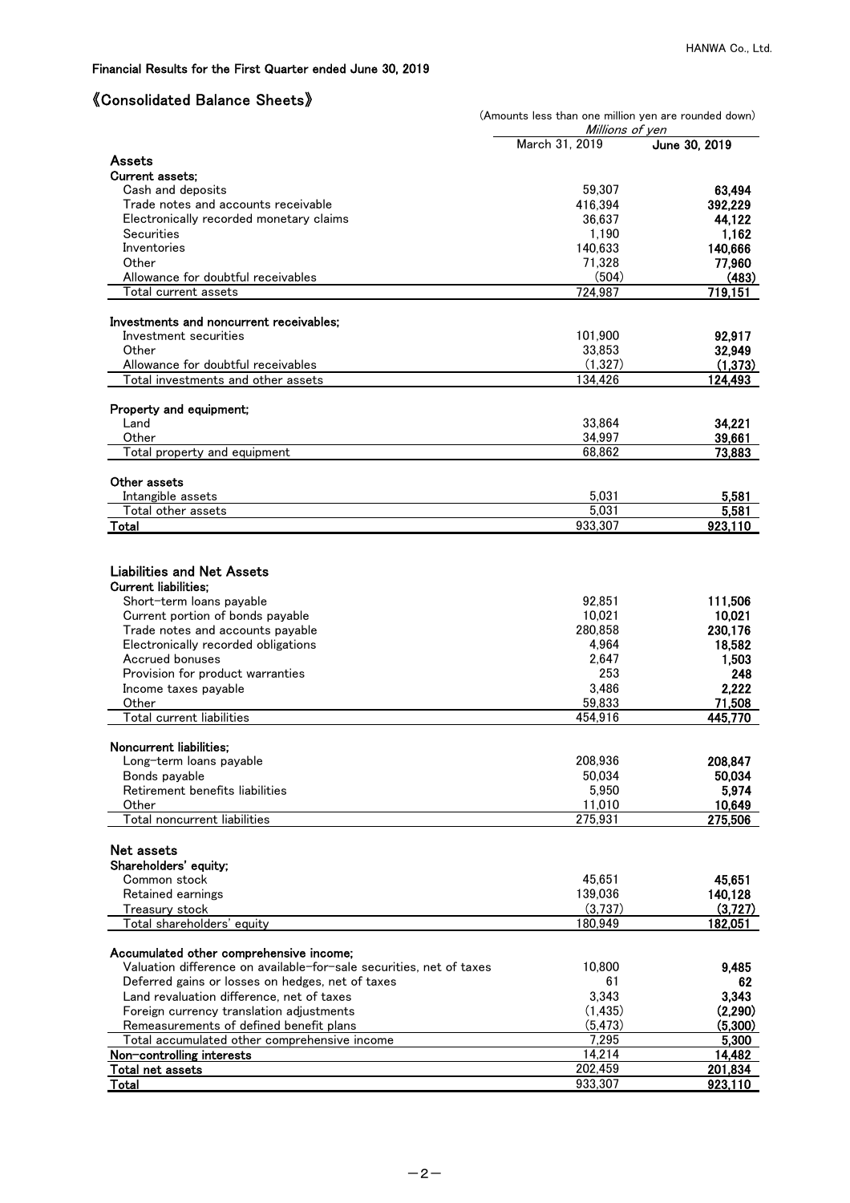## Financial Results for the First Quarter ended June 30, 2019

# 《Consolidated Balance Sheets》

(Amounts less than one million yen are rounded down)

| | *Millions of yen* | |
|---|---|---|
| | March 31, 2019 | June 30, 2019 |
| **Assets** | | |
| **Current assets;** | | |
| Cash and deposits | 59,307 | **63,494** |
| Trade notes and accounts receivable | 416,394 | **392,229** |
| Electronically recorded monetary claims | 36,637 | **44,122** |
| Securities | 1,190 | **1,162** |
| Inventories | 140,633 | **140,666** |
| Other | 71,328 | **77,960** |
| Allowance for doubtful receivables | (504) | **(483)** |
| Total current assets | 724,987 | **719,151** |
| **Investments and noncurrent receivables;** | | |
| Investment securities | 101,900 | **92,917** |
| Other | 33,853 | **32,949** |
| Allowance for doubtful receivables | (1,327) | **(1,373)** |
| Total investments and other assets | 134,426 | **124,493** |
| **Property and equipment;** | | |
| Land | 33,864 | **34,221** |
| Other | 34,997 | **39,661** |
| Total property and equipment | 68,862 | **73,883** |
| **Other assets** | | |
| Intangible assets | 5,031 | **5,581** |
| Total other assets | 5,031 | **5,581** |
| **Total** | 933,307 | **923,110** |
| **Liabilities and Net Assets** | | |
| **Current liabilities;** | | |
| Short-term loans payable | 92,851 | **111,506** |
| Current portion of bonds payable | 10,021 | **10,021** |
| Trade notes and accounts payable | 280,858 | **230,176** |
| Electronically recorded obligations | 4,964 | **18,582** |
| Accrued bonuses | 2,647 | **1,503** |
| Provision for product warranties | 253 | **248** |
| Income taxes payable | 3,486 | **2,222** |
| Other | 59,833 | **71,508** |
| Total current liabilities | 454,916 | **445,770** |
| **Noncurrent liabilities;** | | |
| Long-term loans payable | 208,936 | **208,847** |
| Bonds payable | 50,034 | **50,034** |
| Retirement benefits liabilities | 5,950 | **5,974** |
| Other | 11,010 | **10,649** |
| Total noncurrent liabilities | 275,931 | **275,506** |
| **Net assets** | | |
| **Shareholders' equity;** | | |
| Common stock | 45,651 | **45,651** |
| Retained earnings | 139,036 | **140,128** |
| Treasury stock | (3,737) | **(3,727)** |
| Total shareholders' equity | 180,949 | **182,051** |
| **Accumulated other comprehensive income;** | | |
| Valuation difference on available-for-sale securities, net of taxes | 10,800 | **9,485** |
| Deferred gains or losses on hedges, net of taxes | 61 | **62** |
| Land revaluation difference, net of taxes | 3,343 | **3,343** |
| Foreign currency translation adjustments | (1,435) | **(2,290)** |
| Remeasurements of defined benefit plans | (5,473) | **(5,300)** |
| Total accumulated other comprehensive income | 7,295 | **5,300** |
| **Non-controlling interests** | 14,214 | **14,482** |
| **Total net assets** | 202,459 | **201,834** |
| **Total** | 933,307 | **923,110** |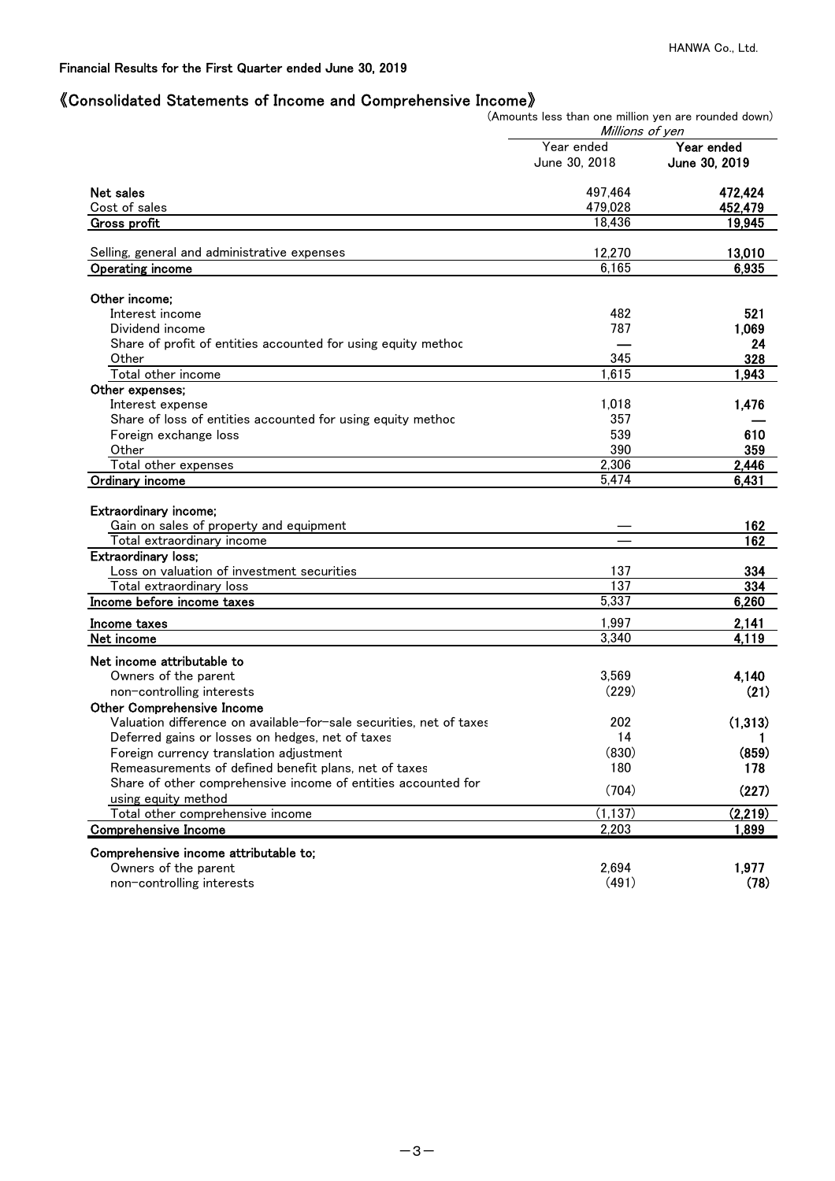Financial Results for the First Quarter ended June 30, 2019

## 《Consolidated Statements of Income and Comprehensive Income》

(Amounts less than one million yen are rounded down)

| | Millions of yen | |
|---|---|---|
| | Year ended June 30, 2018 | **Year ended June 30, 2019** |
| **Net sales** | 497,464 | **472,424** |
| Cost of sales | 479,028 | **452,479** |
| **Gross profit** | 18,436 | **19,945** |
| Selling, general and administrative expenses | 12,270 | **13,010** |
| **Operating income** | 6,165 | **6,935** |
| **Other income;** | | |
| Interest income | 482 | **521** |
| Dividend income | 787 | **1,069** |
| Share of profit of entities accounted for using equity method | — | **24** |
| Other | 345 | **328** |
| Total other income | 1,615 | **1,943** |
| **Other expenses;** | | |
| Interest expense | 1,018 | **1,476** |
| Share of loss of entities accounted for using equity method | 357 | **—** |
| Foreign exchange loss | 539 | **610** |
| Other | 390 | **359** |
| Total other expenses | 2,306 | **2,446** |
| **Ordinary income** | 5,474 | **6,431** |
| **Extraordinary income;** | | |
| Gain on sales of property and equipment | — | **162** |
| Total extraordinary income | — | **162** |
| **Extraordinary loss;** | | |
| Loss on valuation of investment securities | 137 | **334** |
| Total extraordinary loss | 137 | **334** |
| **Income before income taxes** | 5,337 | **6,260** |
| **Income taxes** | 1,997 | **2,141** |
| **Net income** | 3,340 | **4,119** |
| **Net income attributable to** | | |
| Owners of the parent | 3,569 | **4,140** |
| non-controlling interests | (229) | **(21)** |
| **Other Comprehensive Income** | | |
| Valuation difference on available-for-sale securities, net of taxes | 202 | **(1,313)** |
| Deferred gains or losses on hedges, net of taxes | 14 | **1** |
| Foreign currency translation adjustment | (830) | **(859)** |
| Remeasurements of defined benefit plans, net of taxes | 180 | **178** |
| Share of other comprehensive income of entities accounted for using equity method | (704) | **(227)** |
| Total other comprehensive income | (1,137) | **(2,219)** |
| **Comprehensive Income** | 2,203 | **1,899** |
| **Comprehensive income attributable to;** | | |
| Owners of the parent | 2,694 | **1,977** |
| non-controlling interests | (491) | **(78)** |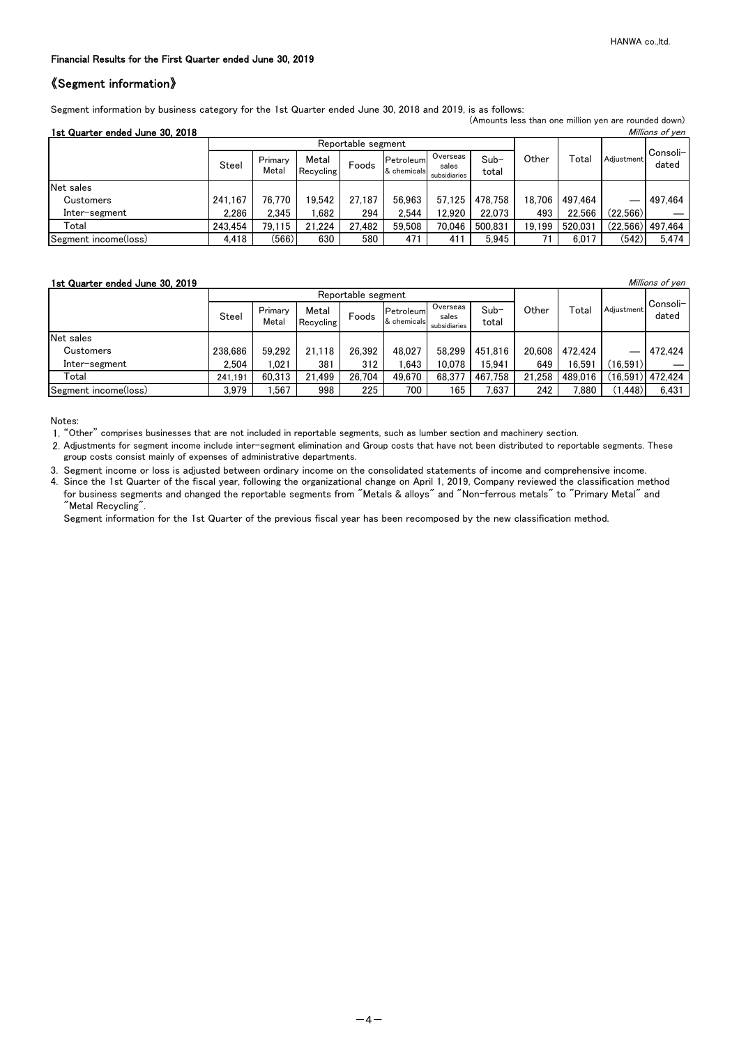Financial Results for the First Quarter ended June 30, 2019

## 《Segment information》

Segment information by business category for the 1st Quarter ended June 30, 2018 and 2019, is as follows:

(Amounts less than one million yen are rounded down)

### 1st Quarter ended June 30, 2018

*Millions of yen*

| | Reportable segment | | | | | | | Other | Total | Adjustment | Consoli-dated |
|---|---|---|---|---|---|---|---|---|---|---|---|
| | Steel | Primary Metal | Metal Recycling | Foods | Petroleum & chemicals | Overseas sales subsidiaries | Sub-total | | | | |
| Net sales | | | | | | | | | | | |
| Customers | 241,167 | 76,770 | 19,542 | 27,187 | 56,963 | 57,125 | 478,758 | 18,706 | 497,464 | — | 497,464 |
| Inter-segment | 2,286 | 2,345 | 1,682 | 294 | 2,544 | 12,920 | 22,073 | 493 | 22,566 | (22,566) | — |
| Total | 243,454 | 79,115 | 21,224 | 27,482 | 59,508 | 70,046 | 500,831 | 19,199 | 520,031 | (22,566) | 497,464 |
| Segment income(loss) | 4,418 | (566) | 630 | 580 | 471 | 411 | 5,945 | 71 | 6,017 | (542) | 5,474 |

### 1st Quarter ended June 30, 2019

*Millions of yen*

| | Reportable segment | | | | | | | Other | Total | Adjustment | Consoli-dated |
|---|---|---|---|---|---|---|---|---|---|---|---|
| | Steel | Primary Metal | Metal Recycling | Foods | Petroleum & chemicals | Overseas sales subsidiaries | Sub-total | | | | |
| Net sales | | | | | | | | | | | |
| Customers | 238,686 | 59,292 | 21,118 | 26,392 | 48,027 | 58,299 | 451,816 | 20,608 | 472,424 | — | 472,424 |
| Inter-segment | 2,504 | 1,021 | 381 | 312 | 1,643 | 10,078 | 15,941 | 649 | 16,591 | (16,591) | — |
| Total | 241,191 | 60,313 | 21,499 | 26,704 | 49,670 | 68,377 | 467,758 | 21,258 | 489,016 | (16,591) | 472,424 |
| Segment income(loss) | 3,979 | 1,567 | 998 | 225 | 700 | 165 | 7,637 | 242 | 7,880 | (1,448) | 6,431 |

Notes:

1. "Other" comprises businesses that are not included in reportable segments, such as lumber section and machinery section.
2. Adjustments for segment income include inter-segment elimination and Group costs that have not been distributed to reportable segments. These group costs consist mainly of expenses of administrative departments.
3. Segment income or loss is adjusted between ordinary income on the consolidated statements of income and comprehensive income.
4. Since the 1st Quarter of the fiscal year, following the organizational change on April 1, 2019, Company reviewed the classification method for business segments and changed the reportable segments from "Metals & alloys" and "Non-ferrous metals" to "Primary Metal" and "Metal Recycling".

   Segment information for the 1st Quarter of the previous fiscal year has been recomposed by the new classification method.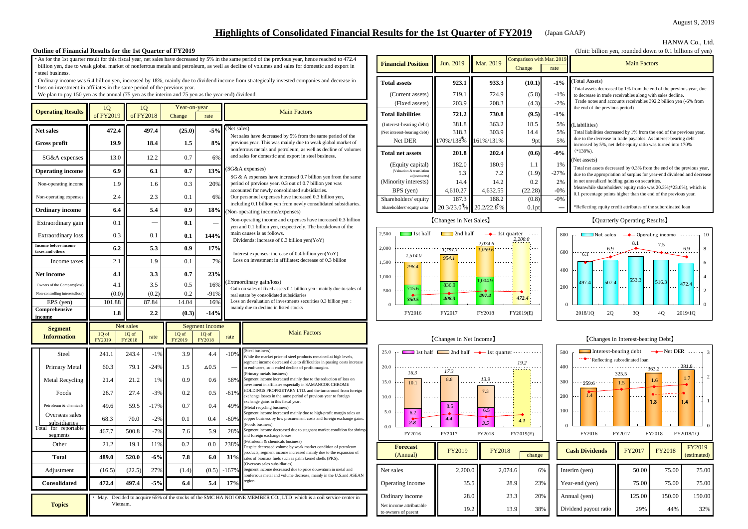August 9, 2019

# Highlights of Consolidated Financial Results for the 1st Quarter of FY2019

(Japan GAAP)

HANWA Co., Ltd.

(Unit: billion yen, rounded down to 0.1 billions of yen)

## Outline of Financial Results for the 1st Quarter of FY2019

・As for the 1st quarter result for this fiscal year, net sales have decreased by 5% in the same period of the previous year, hence reached to 472.4 billion yen, due to weak global market of nonferrous metals and petroleum, as well as decline of volumes and sales for domestic and export in steel business.

・Ordinary income was 6.4 billion yen, increased by 18%, mainly due to dividend income from strategically invested companies and decrease in loss on investment in affiliates in the same period of the previous year.

・We plan to pay 150 yen as the annual (75 yen as the interim and 75 yen as the year-end) dividend.

| Operating Results | 1Q of FY2019 | 1Q of FY2018 | Year-on-year Change | rate |
|---|---|---|---|---|
| Net sales | 472.4 | 497.4 | (25.0) | -5% |
| Gross profit | 19.9 | 18.4 | 1.5 | 8% |
| SG&A expenses | 13.0 | 12.2 | 0.7 | 6% |
| Operating income | 6.9 | 6.1 | 0.7 | 13% |
| Non-operating income | 1.9 | 1.6 | 0.3 | 20% |
| Non-operating expenses | 2.4 | 2.3 | 0.1 | 6% |
| Ordinary income | 6.4 | 5.4 | 0.9 | 18% |
| Extraordinary gain | 0.1 | — | 0.1 | — |
| Extraordinary loss | 0.3 | 0.1 | 0.1 | 144% |
| Income before income taxes and others | 6.2 | 5.3 | 0.9 | 17% |
| Income taxes | 2.1 | 1.9 | 0.1 | 7% |
| Net income | 4.1 | 3.3 | 0.7 | 23% |
| Owners of the Company(loss) | 4.1 | 3.5 | 0.5 | 16% |
| Non-controlling interests(loss) | (0.0) | (0.2) | 0.2 | -91% |
| EPS (yen) | 101.88 | 87.84 | 14.04 | 16% |
| Comprehensive income | 1.8 | 2.2 | (0.3) | -14% |

**Main Factors**

(Net sales)
Net sales have decreased by 5% from the same period of the previous year. This was mainly due to weak global market of nonferrous metals and petroleum, as well as decline of volumes and sales for domestic and export in steel business.

(SG&A expenses)
SG & A expenses have increased 0.7 billion yen from the same period of previous year. 0.3 out of 0.7 billion yen was accounted for newly consolidated subsidiaries.
Our personnel expenses have increased 0.3 billion yen, including 0.1 billion yen from newly consolidated subsidiaries.

(Non-operating income/expenses)
Non-operating income and expenses have increased 0.3 billion yen and 0.1 billion yen, respectively. The breakdown of the main causes is as follows.
Dividends: increase of 0.3 billion yen(YoY)
Interest expenses: increase of 0.4 billion yen(YoY)
Loss on investment in affiliates: decrease of 0.3 billion

(Extraordinary gain/loss)
Gain on sales of fixed assets 0.1 billion yen : mainly due to sales of real estate by consolidated subsidiaries
Loss on devaluation of investments securities 0.3 billion yen : mainly due to decline in listed stocks

| Segment Information | Net sales 1Q of FY2019 | Net sales 1Q of FY2018 | rate | Segment income 1Q of FY2019 | Segment income 1Q of FY2018 | rate |
|---|---|---|---|---|---|---|
| Steel | 241.1 | 243.4 | -1% | 3.9 | 4.4 | -10% |
| Primary Metal | 60.3 | 79.1 | -24% | 1.5 | △0.5 | — |
| Metal Recycling | 21.4 | 21.2 | 1% | 0.9 | 0.6 | 58% |
| Foods | 26.7 | 27.4 | -3% | 0.2 | 0.5 | -61% |
| Petroleum & chemicals | 49.6 | 59.5 | -17% | 0.7 | 0.4 | 49% |
| Overseas sales subsidiaries | 68.3 | 70.0 | -2% | 0.1 | 0.4 | -60% |
| Total for reportable segments | 467.7 | 500.8 | -7% | 7.6 | 5.9 | 28% |
| Other | 21.2 | 19.1 | 11% | 0.2 | 0.0 | 238% |
| Total | 489.0 | 520.0 | -6% | 7.8 | 6.0 | 31% |
| Adjustment | (16.5) | (22.5) | 27% | (1.4) | (0.5) | -167% |
| Consolidated | 472.4 | 497.4 | -5% | 6.4 | 5.4 | 17% |

**Main Factors**

(Steel business)
While the market price of steel products remained at high levels, segment income decreased due to difficulties in passing costs increase to end-users, so it ended decline of profit margins.
(Primary metals business)
Segment income increased mainly due to the reduction of loss on investment in affiliates especially in SAMANCOR CHROME HOLDINGS PROPRIETARY LTD. and the turnaround from foreign exchange losses in the same period of previous year to foreign exchange gains in this fiscal year.
(Metal recycling business)
Segment income increased mainly due to high-profit margin sales on copper business by low procurement costs and foreign exchange gains.
(Foods business)
Segment income decreased due to stagnant market condition for shrimp and foreign exchange losses.
(Petroleum & chemicals business)
Despite decreased volume by weak market condition of petroleum products, segment income increased mainly due to the expansion of sales of biomass fuels such as palm kernel shells (PKS).
(Overseas sales subsidiaries)
Segment income decreased due to price downturn in metal and nonferrous metal and volume decrease, mainly in the U.S.and ASEAN region.

**Topics**

・May. Decided to acquire 65% of the stocks of the SMC HA NOI ONE MEMBER CO., LTD .which is a coil service center in Vietnam.

| Financial Position | Jun. 2019 | Mar. 2019 | Comparison with Mar. 2019 Change | rate |
|---|---|---|---|---|
| Total assets | 923.1 | 933.3 | (10.1) | -1% |
| (Current assets) | 719.1 | 724.9 | (5.8) | -1% |
| (Fixed assets) | 203.9 | 208.3 | (4.3) | -2% |
| Total liabilities | 721.2 | 730.8 | (9.5) | -1% |
| (Interest-bearing debt) | 381.8 | 363.2 | 18.5 | 5% |
| (Net interest-bearing debt) | 318.3 | 303.9 | 14.4 | 5% |
| Net DER | 170%/138%* | 161%/131% | 9pt | 5% |
| Total net assets | 201.8 | 202.4 | (0.6) | -0% |
| (Equity capital) | 182.0 | 180.9 | 1.1 | 1% |
| (Valuation & translation adjustments) | 5.3 | 7.2 | (1.9) | -27% |
| (Minority interests) | 14.4 | 14.2 | 0.2 | 2% |
| BPS (yen) | 4,610.27 | 4,632.55 | (22.28) | -0% |
| Shareholders' equity | 187.3 | 188.2 | (0.8) | -0% |
| Shareholders' equity ratio | 20.3/23.0*% | 20.2/22.8*% | 0.1pt | — |

**Main Factors**

(Total Assets)
Total assets decreased by 1% from the end of the previous year, due to decrease in trade receivables along with sales decline.
Trade notes and accounts receivables 392.2 billion yen (-6% from the end of the previous period)

(Liabilities)
Total liabilities decreased by 1% from the end of the previous year, due to the decrease in trade payables. As interest-bearing debt increased by 5%, net debt-equity ratio was turned into 170% (*138%).

(Net assets)
Total net assets decreased by 0.3% from the end of the previous year, due to the appropriation of surplus for year-end dividend and decrease in net unrealized holding gains on securities.
Meanwhile shareholders' equity ratio was 20.3%(*23.0%), which is 0.1 percentage points higher than the end of the previous year.

*Reflecting equity credit attributes of the subordinated loan

【Changes in Net Sales】

1st half / 2nd half / 1st quarter

FY2016: 715.6, 798.4, 1,514.0, 350.5
FY2017: 836.9, 954.1, 1,791.1, 408.3
FY2018: 1,004.9, 1,069.6, 2,074.6, 497.4
FY2019(E): 2,200.0, 472.4

【Quarterly Operating Results】

Net sales / Operating income

2018/1Q: 497.4, 6.1
2Q: 507.4, 6.9
3Q: 553.3, 8.1
4Q: 516.3, 7.5
2019/1Q: 472.4, 6.9

【Changes in Net Income】

1st half / 2nd half / 1st quarter

FY2016: 6.2, 10.1, 16.3, 2.8
FY2017: 8.5, 8.8, 17.3, 4.4
FY2018: 6.5, 7.3, 13.9, 3.5
FY2019(E): 19.2, 4.1

【Changes in Interest-bearing Debt】

Interest-bearing debt / Net DER / Reflecting subordinated loan

FY2016: 259.6, 1.4
FY2017: 325.5, 1.5
FY2018: 363.2, 1.6, 1.3
FY2018/1Q: 381.8, 1.7, 1.4

| Forecast (Annual) | FY2019 | FY2018 | change |
|---|---|---|---|
| Net sales | 2,200.0 | 2,074.6 | 6% |
| Operating income | 35.5 | 28.9 | 23% |
| Ordinary income | 28.0 | 23.3 | 20% |
| Net income attributable to owners of parent | 19.2 | 13.9 | 38% |

| Cash Dividends | FY2017 | FY2018 | FY2019 (estimated) |
|---|---|---|---|
| Interim (yen) | 50.00 | 75.00 | 75.00 |
| Year-end (yen) | 75.00 | 75.00 | 75.00 |
| Annual (yen) | 125.00 | 150.00 | 150.00 |
| Dividend payout ratio | 29% | 44% | 32% |